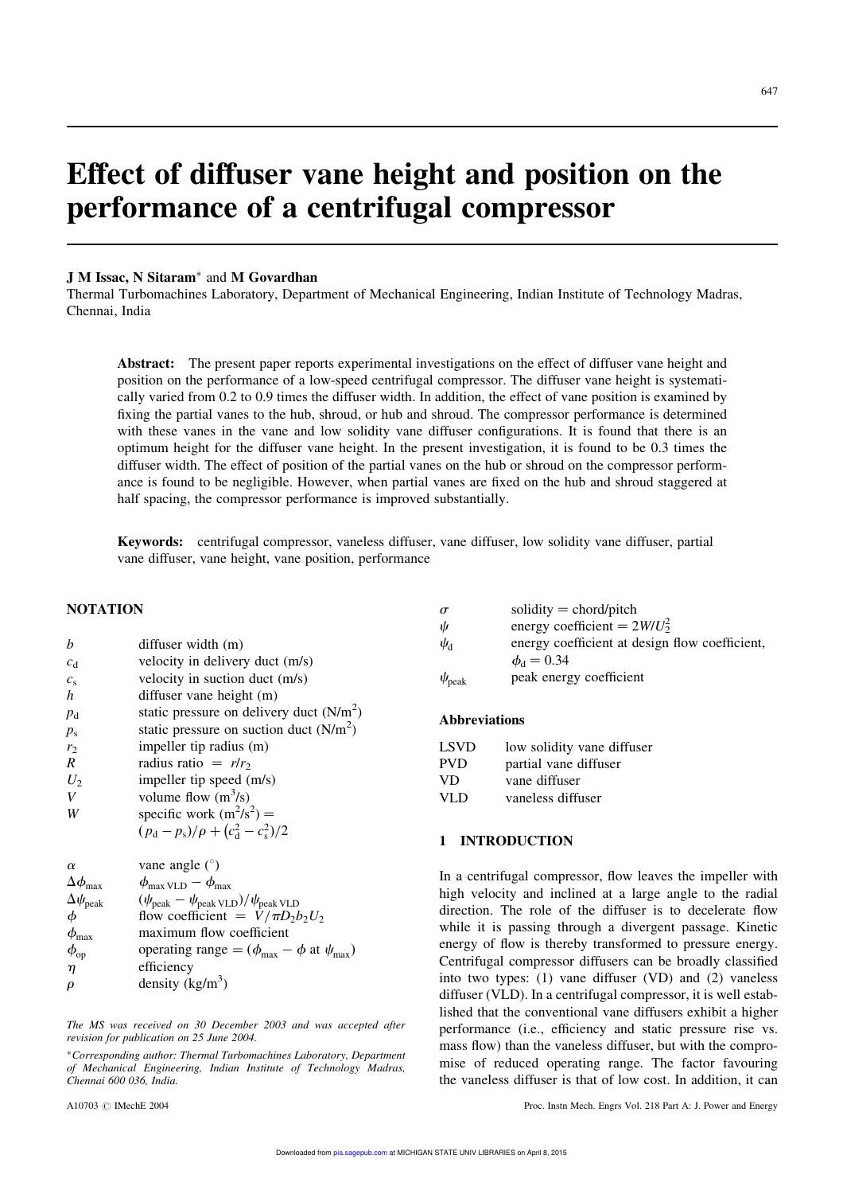# Effect of diffuser vane height and position on the performance of a centrifugal compressor

**J M Issac, N Sitaram*** and **M Govardhan**

Thermal Turbomachines Laboratory, Department of Mechanical Engineering, Indian Institute of Technology Madras, Chennai, India

**Abstract:** The present paper reports experimental investigations on the effect of diffuser vane height and position on the performance of a low-speed centrifugal compressor. The diffuser vane height is systematically varied from 0.2 to 0.9 times the diffuser width. In addition, the effect of vane position is examined by fixing the partial vanes to the hub, shroud, or hub and shroud. The compressor performance is determined with these vanes in the vane and low solidity vane diffuser configurations. It is found that there is an optimum height for the diffuser vane height. In the present investigation, it is found to be 0.3 times the diffuser width. The effect of position of the partial vanes on the hub or shroud on the compressor performance is found to be negligible. However, when partial vanes are fixed on the hub and shroud staggered at half spacing, the compressor performance is improved substantially.

**Keywords:** centrifugal compressor, vaneless diffuser, vane diffuser, low solidity vane diffuser, partial vane diffuser, vane height, vane position, performance

## NOTATION

| | |
|---|---|
| $b$ | diffuser width (m) |
| $c_d$ | velocity in delivery duct (m/s) |
| $c_s$ | velocity in suction duct (m/s) |
| $h$ | diffuser vane height (m) |
| $p_d$ | static pressure on delivery duct (N/m$^2$) |
| $p_s$ | static pressure on suction duct (N/m$^2$) |
| $r_2$ | impeller tip radius (m) |
| $R$ | radius ratio $= r/r_2$ |
| $U_2$ | impeller tip speed (m/s) |
| $V$ | volume flow (m$^3$/s) |
| $W$ | specific work (m$^2$/s$^2$) $= (p_d - p_s)/\rho + (c_d^2 - c_s^2)/2$ |
| $\alpha$ | vane angle (°) |
| $\Delta\phi_{max}$ | $\phi_{max\,VLD} - \phi_{max}$ |
| $\Delta\psi_{peak}$ | $(\psi_{peak} - \psi_{peak\,VLD})/\psi_{peak\,VLD}$ |
| $\phi$ | flow coefficient $= V/\pi D_2 b_2 U_2$ |
| $\phi_{max}$ | maximum flow coefficient |
| $\phi_{op}$ | operating range $= (\phi_{max} - \phi$ at $\psi_{max})$ |
| $\eta$ | efficiency |
| $\rho$ | density (kg/m$^3$) |
| $\sigma$ | solidity = chord/pitch |
| $\psi$ | energy coefficient $= 2W/U_2^2$ |
| $\psi_d$ | energy coefficient at design flow coefficient, $\phi_d = 0.34$ |
| $\psi_{peak}$ | peak energy coefficient |

### Abbreviations

| | |
|---|---|
| LSVD | low solidity vane diffuser |
| PVD | partial vane diffuser |
| VD | vane diffuser |
| VLD | vaneless diffuser |

*The MS was received on 30 December 2003 and was accepted after revision for publication on 25 June 2004.*

*\*Corresponding author: Thermal Turbomachines Laboratory, Department of Mechanical Engineering, Indian Institute of Technology Madras, Chennai 600 036, India.*

## 1 INTRODUCTION

In a centrifugal compressor, flow leaves the impeller with high velocity and inclined at a large angle to the radial direction. The role of the diffuser is to decelerate flow while it is passing through a divergent passage. Kinetic energy of flow is thereby transformed to pressure energy. Centrifugal compressor diffusers can be broadly classified into two types: (1) vane diffuser (VD) and (2) vaneless diffuser (VLD). In a centrifugal compressor, it is well established that the conventional vane diffusers exhibit a higher performance (i.e., efficiency and static pressure rise vs. mass flow) than the vaneless diffuser, but with the compromise of reduced operating range. The factor favouring the vaneless diffuser is that of low cost. In addition, it can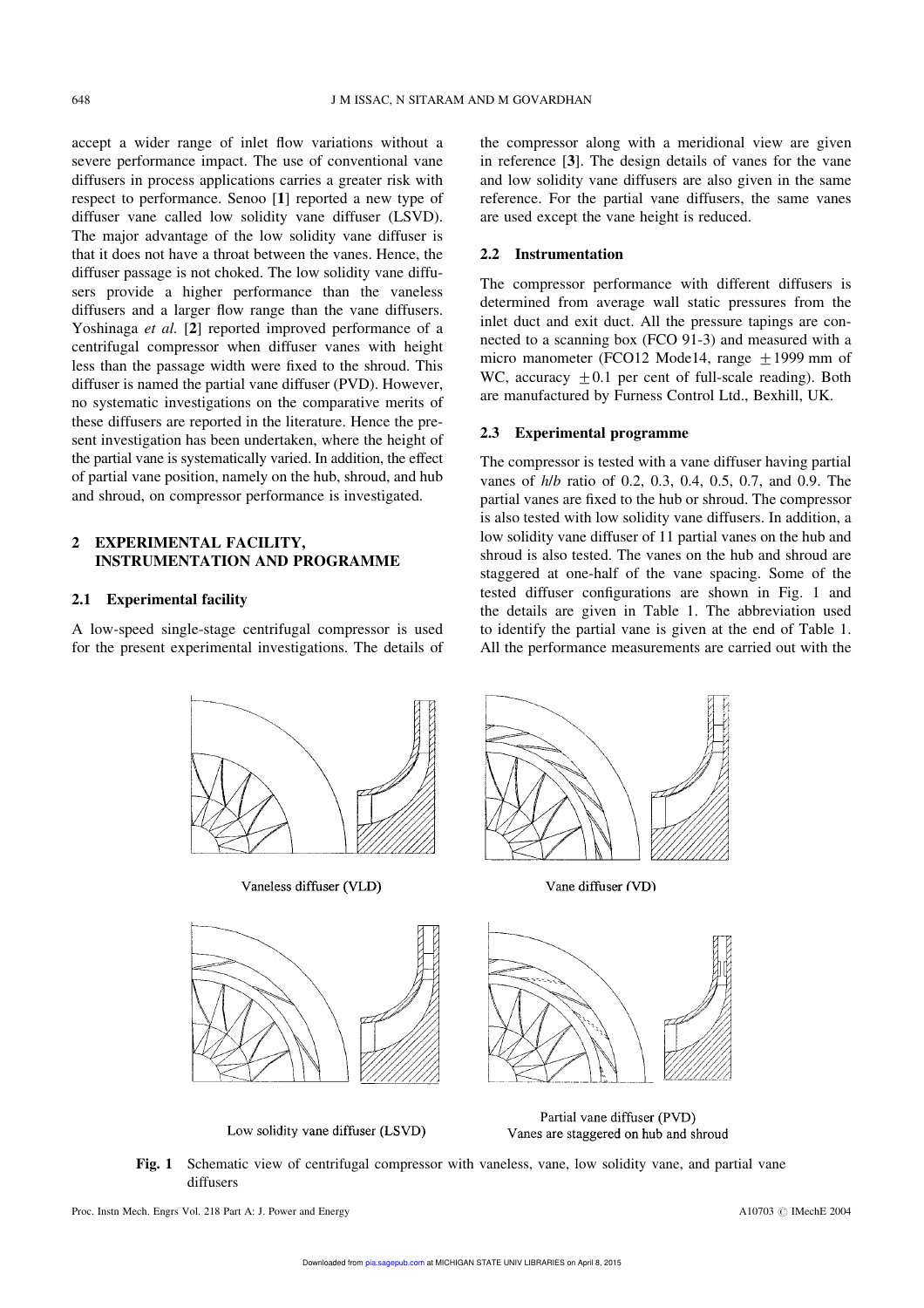accept a wider range of inlet flow variations without a severe performance impact. The use of conventional vane diffusers in process applications carries a greater risk with respect to performance. Senoo [1] reported a new type of diffuser vane called low solidity vane diffuser (LSVD). The major advantage of the low solidity vane diffuser is that it does not have a throat between the vanes. Hence, the diffuser passage is not choked. The low solidity vane diffusers provide a higher performance than the vaneless diffusers and a larger flow range than the vane diffusers. Yoshinaga *et al.* [2] reported improved performance of a centrifugal compressor when diffuser vanes with height less than the passage width were fixed to the shroud. This diffuser is named the partial vane diffuser (PVD). However, no systematic investigations on the comparative merits of these diffusers are reported in the literature. Hence the present investigation has been undertaken, where the height of the partial vane is systematically varied. In addition, the effect of partial vane position, namely on the hub, shroud, and hub and shroud, on compressor performance is investigated.

## 2 EXPERIMENTAL FACILITY, INSTRUMENTATION AND PROGRAMME

### 2.1 Experimental facility

A low-speed single-stage centrifugal compressor is used for the present experimental investigations. The details of the compressor along with a meridional view are given in reference [3]. The design details of vanes for the vane and low solidity vane diffusers are also given in the same reference. For the partial vane diffusers, the same vanes are used except the vane height is reduced.

### 2.2 Instrumentation

The compressor performance with different diffusers is determined from average wall static pressures from the inlet duct and exit duct. All the pressure tapings are connected to a scanning box (FCO 91-3) and measured with a micro manometer (FCO12 Mode14, range $\pm 1999$ mm of WC, accuracy $\pm 0.1$ per cent of full-scale reading). Both are manufactured by Furness Control Ltd., Bexhill, UK.

### 2.3 Experimental programme

The compressor is tested with a vane diffuser having partial vanes of $h/b$ ratio of 0.2, 0.3, 0.4, 0.5, 0.7, and 0.9. The partial vanes are fixed to the hub or shroud. The compressor is also tested with low solidity vane diffusers. In addition, a low solidity vane diffuser of 11 partial vanes on the hub and shroud is also tested. The vanes on the hub and shroud are staggered at one-half of the vane spacing. Some of the tested diffuser configurations are shown in Fig. 1 and the details are given in Table 1. The abbreviation used to identify the partial vane is given at the end of Table 1. All the performance measurements are carried out with the

Vaneless diffuser (VLD)

Vane diffuser (VD)

Low solidity vane diffuser (LSVD)

Partial vane diffuser (PVD)
Vanes are staggered on hub and shroud

**Fig. 1** Schematic view of centrifugal compressor with vaneless, vane, low solidity vane, and partial vane diffusers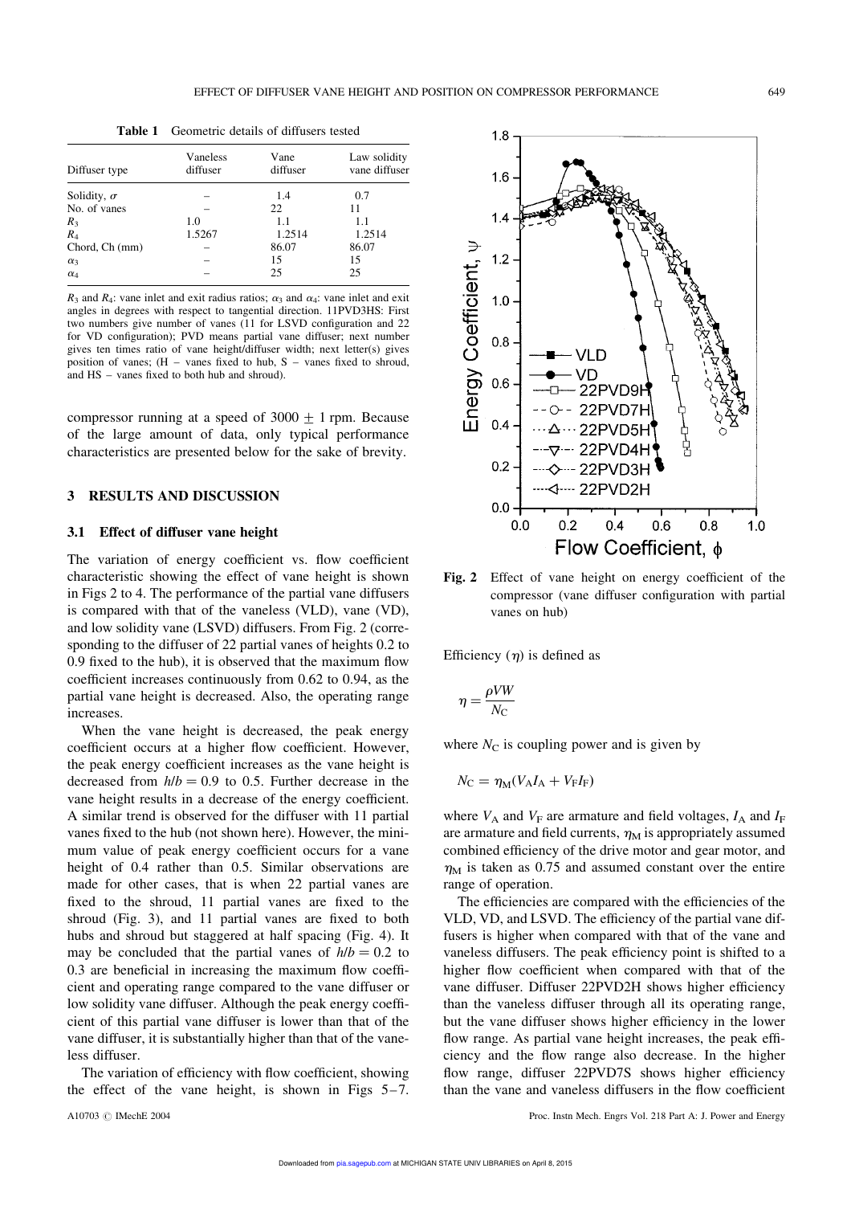**Table 1** Geometric details of diffusers tested

| Diffuser type | Vaneless diffuser | Vane diffuser | Law solidity vane diffuser |
|---|---|---|---|
| Solidity, $\sigma$ | – | 1.4 | 0.7 |
| No. of vanes | – | 22 | 11 |
| $R_3$ | 1.0 | 1.1 | 1.1 |
| $R_4$ | 1.5267 | 1.2514 | 1.2514 |
| Chord, Ch (mm) | – | 86.07 | 86.07 |
| $\alpha_3$ | – | 15 | 15 |
| $\alpha_4$ | – | 25 | 25 |

$R_3$ and $R_4$: vane inlet and exit radius ratios; $\alpha_3$ and $\alpha_4$: vane inlet and exit angles in degrees with respect to tangential direction. 11PVD3HS: First two numbers give number of vanes (11 for LSVD configuration and 22 for VD configuration); PVD means partial vane diffuser; next number gives ten times ratio of vane height/diffuser width; next letter(s) gives position of vanes; (H – vanes fixed to hub, S – vanes fixed to shroud, and HS – vanes fixed to both hub and shroud).

compressor running at a speed of $3000 \pm 1$ rpm. Because of the large amount of data, only typical performance characteristics are presented below for the sake of brevity.

## 3 RESULTS AND DISCUSSION

### 3.1 Effect of diffuser vane height

The variation of energy coefficient vs. flow coefficient characteristic showing the effect of vane height is shown in Figs 2 to 4. The performance of the partial vane diffusers is compared with that of the vaneless (VLD), vane (VD), and low solidity vane (LSVD) diffusers. From Fig. 2 (corresponding to the diffuser of 22 partial vanes of heights 0.2 to 0.9 fixed to the hub), it is observed that the maximum flow coefficient increases continuously from 0.62 to 0.94, as the partial vane height is decreased. Also, the operating range increases.

When the vane height is decreased, the peak energy coefficient occurs at a higher flow coefficient. However, the peak energy coefficient increases as the vane height is decreased from $h/b = 0.9$ to 0.5. Further decrease in the vane height results in a decrease of the energy coefficient. A similar trend is observed for the diffuser with 11 partial vanes fixed to the hub (not shown here). However, the minimum value of peak energy coefficient occurs for a vane height of 0.4 rather than 0.5. Similar observations are made for other cases, that is when 22 partial vanes are fixed to the shroud, 11 partial vanes are fixed to the shroud (Fig. 3), and 11 partial vanes are fixed to both hubs and shroud but staggered at half spacing (Fig. 4). It may be concluded that the partial vanes of $h/b = 0.2$ to 0.3 are beneficial in increasing the maximum flow coefficient and operating range compared to the vane diffuser or low solidity vane diffuser. Although the peak energy coefficient of this partial vane diffuser is lower than that of the vane diffuser, it is substantially higher than that of the vaneless diffuser.

The variation of efficiency with flow coefficient, showing the effect of the vane height, is shown in Figs 5–7.

1.8
1.6
1.4
1.2
1.0
0.8
0.6
0.4
0.2
0.0
Energy Coefficient, $\psi$
0.0 0.2 0.4 0.6 0.8 1.0
Flow Coefficient, $\phi$
VLD
VD
22PVD9H
22PVD7H
22PVD5H
22PVD4H
22PVD3H
22PVD2H

**Fig. 2** Effect of vane height on energy coefficient of the compressor (vane diffuser configuration with partial vanes on hub)

Efficiency ($\eta$) is defined as

$$\eta = \frac{\rho V W}{N_C}$$

where $N_C$ is coupling power and is given by

$$N_C = \eta_M (V_A I_A + V_F I_F)$$

where $V_A$ and $V_F$ are armature and field voltages, $I_A$ and $I_F$ are armature and field currents, $\eta_M$ is appropriately assumed combined efficiency of the drive motor and gear motor, and $\eta_M$ is taken as 0.75 and assumed constant over the entire range of operation.

The efficiencies are compared with the efficiencies of the VLD, VD, and LSVD. The efficiency of the partial vane diffusers is higher when compared with that of the vane and vaneless diffusers. The peak efficiency point is shifted to a higher flow coefficient when compared with that of the vane diffuser. Diffuser 22PVD2H shows higher efficiency than the vaneless diffuser through all its operating range, but the vane diffuser shows higher efficiency in the lower flow range. As partial vane height increases, the peak efficiency and the flow range also decrease. In the higher flow range, diffuser 22PVD7S shows higher efficiency than the vane and vaneless diffusers in the flow coefficient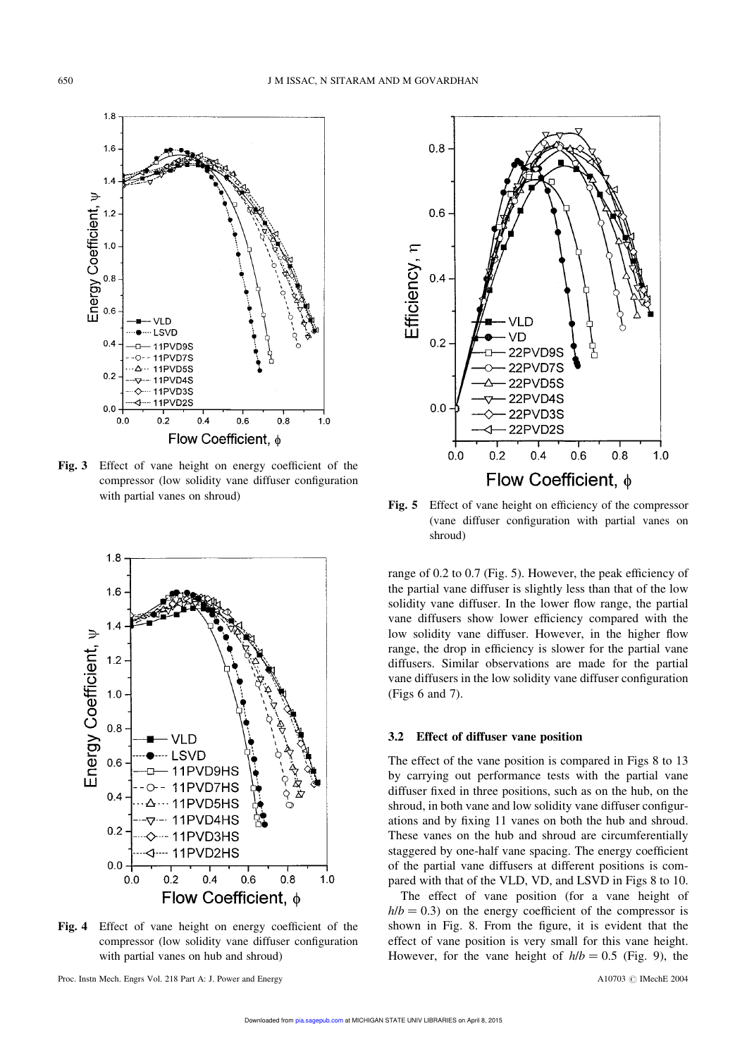1.8
1.6
1.4
1.2
1.0
0.8
0.6
0.4
0.2
0.0
Energy Coefficient, ψ
0.0 0.2 0.4 0.6 0.8 1.0
Flow Coefficient, ϕ
VLD
LSVD
11PVD9S
11PVD7S
11PVD5S
11PVD4S
11PVD3S
11PVD2S

**Fig. 3** Effect of vane height on energy coefficient of the compressor (low solidity vane diffuser configuration with partial vanes on shroud)

1.8
1.6
1.4
1.2
1.0
0.8
0.6
0.4
0.2
0.0
Energy Coefficient, ψ
0.0 0.2 0.4 0.6 0.8 1.0
Flow Coefficient, ϕ
VLD
LSVD
11PVD9HS
11PVD7HS
11PVD5HS
11PVD4HS
11PVD3HS
11PVD2HS

**Fig. 4** Effect of vane height on energy coefficient of the compressor (low solidity vane diffuser configuration with partial vanes on hub and shroud)

0.8
0.6
0.4
0.2
0.0
Efficiency, η
0.0 0.2 0.4 0.6 0.8 1.0
Flow Coefficient, ϕ
VLD
VD
22PVD9S
22PVD7S
22PVD5S
22PVD4S
22PVD3S
22PVD2S

**Fig. 5** Effect of vane height on efficiency of the compressor (vane diffuser configuration with partial vanes on shroud)

range of 0.2 to 0.7 (Fig. 5). However, the peak efficiency of the partial vane diffuser is slightly less than that of the low solidity vane diffuser. In the lower flow range, the partial vane diffusers show lower efficiency compared with the low solidity vane diffuser. However, in the higher flow range, the drop in efficiency is slower for the partial vane diffusers. Similar observations are made for the partial vane diffusers in the low solidity vane diffuser configuration (Figs 6 and 7).

### 3.2 Effect of diffuser vane position

The effect of the vane position is compared in Figs 8 to 13 by carrying out performance tests with the partial vane diffuser fixed in three positions, such as on the hub, on the shroud, in both vane and low solidity vane diffuser configurations and by fixing 11 vanes on both the hub and shroud. These vanes on the hub and shroud are circumferentially staggered by one-half vane spacing. The energy coefficient of the partial vane diffusers at different positions is compared with that of the VLD, VD, and LSVD in Figs 8 to 10.

The effect of vane position (for a vane height of $h/b = 0.3$) on the energy coefficient of the compressor is shown in Fig. 8. From the figure, it is evident that the effect of vane position is very small for this vane height. However, for the vane height of $h/b = 0.5$ (Fig. 9), the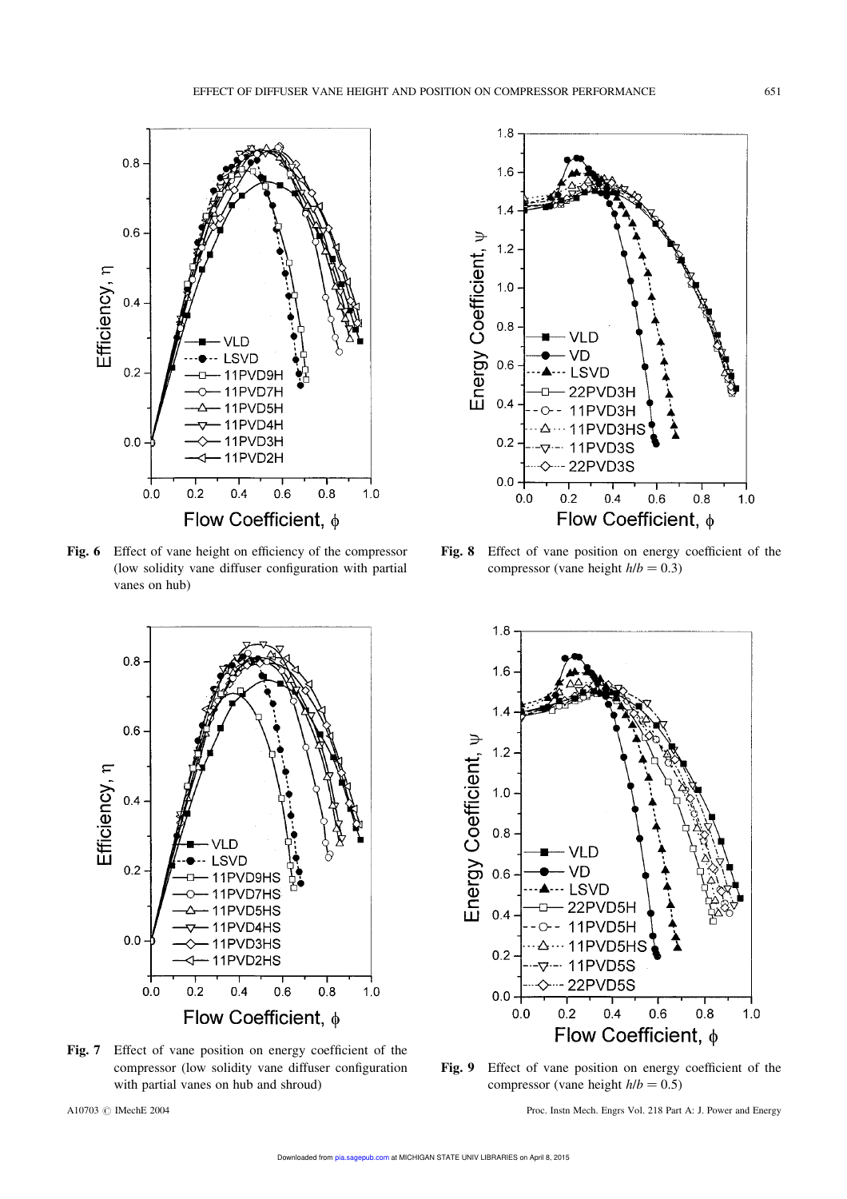Efficiency, η

Flow Coefficient, φ

0.0

0.2

0.4

0.6

0.8

0.0

0.2

0.4

0.6

0.8

1.0

VLD

LSVD

11PVD9H

11PVD7H

11PVD5H

11PVD4H

11PVD3H

11PVD2H

**Fig. 6** Effect of vane height on efficiency of the compressor (low solidity vane diffuser configuration with partial vanes on hub)

Efficiency, η

Flow Coefficient, φ

0.0

0.2

0.4

0.6

0.8

0.0

0.2

0.4

0.6

0.8

1.0

VLD

LSVD

11PVD9HS

11PVD7HS

11PVD5HS

11PVD4HS

11PVD3HS

11PVD2HS

**Fig. 7** Effect of vane position on energy coefficient of the compressor (low solidity vane diffuser configuration with partial vanes on hub and shroud)

Energy Coefficient, ψ

Flow Coefficient, φ

0.0

0.2

0.4

0.6

0.8

1.0

1.2

1.4

1.6

1.8

0.0

0.2

0.4

0.6

0.8

1.0

VLD

VD

LSVD

22PVD3H

11PVD3H

11PVD3HS

11PVD3S

22PVD3S

**Fig. 8** Effect of vane position on energy coefficient of the compressor (vane height $h/b = 0.3$)

Energy Coefficient, ψ

Flow Coefficient, φ

0.0

0.2

0.4

0.6

0.8

1.0

1.2

1.4

1.6

1.8

0.0

0.2

0.4

0.6

0.8

1.0

VLD

VD

LSVD

22PVD5H

11PVD5H

11PVD5HS

11PVD5S

22PVD5S

**Fig. 9** Effect of vane position on energy coefficient of the compressor (vane height $h/b = 0.5$)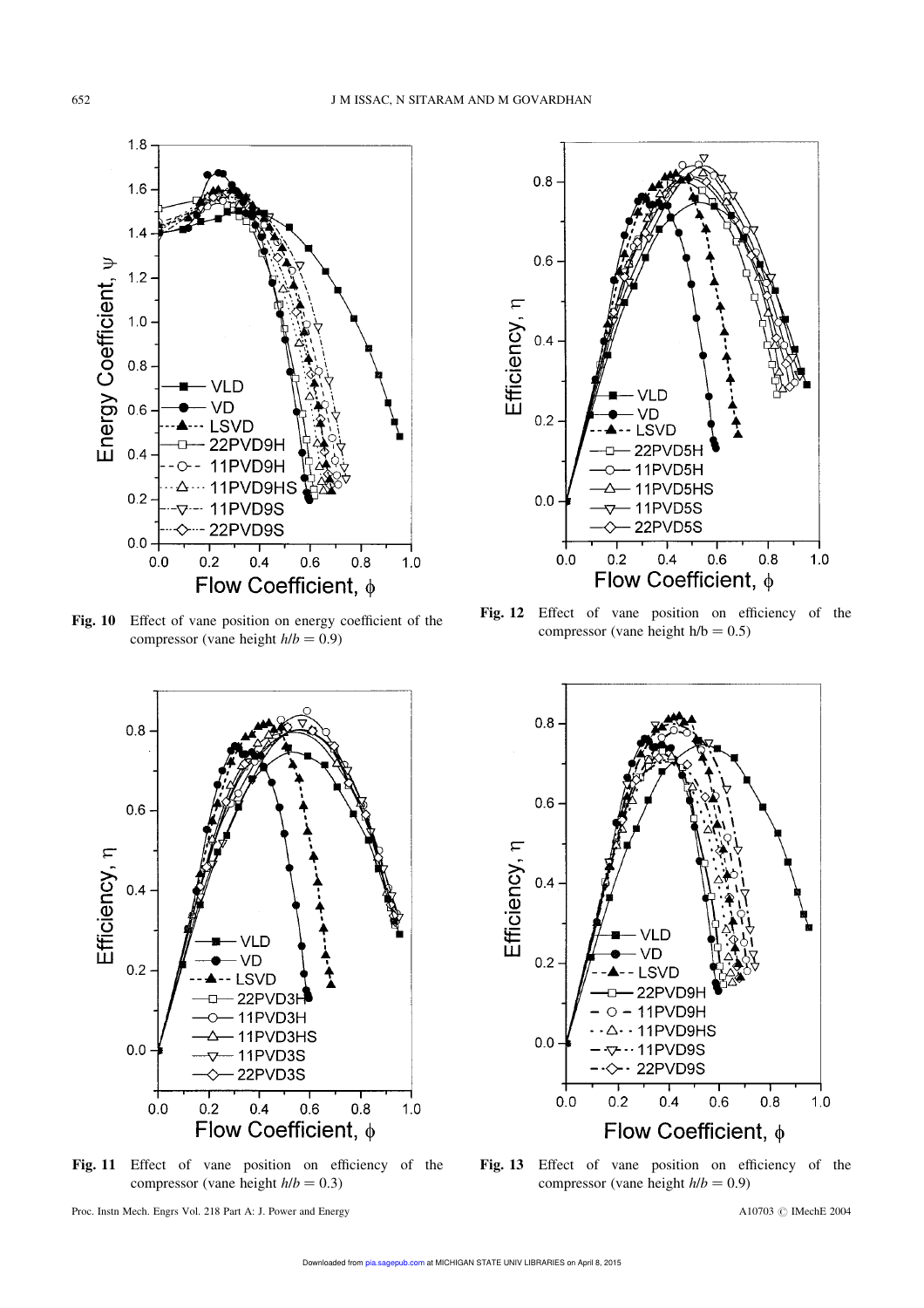1.8
1.6
1.4
1.2
1.0
0.8
0.6
0.4
0.2
0.0

Energy Coefficient, ψ

VLD
VD
LSVD
22PVD9H
11PVD9H
11PVD9HS
11PVD9S
22PVD9S

0.0 0.2 0.4 0.6 0.8 1.0

Flow Coefficient, ϕ

**Fig. 10** Effect of vane position on energy coefficient of the compressor (vane height $h/b = 0.9$)

0.8
0.6
0.4
0.2
0.0

Efficiency, η

VLD
VD
LSVD
22PVD5H
11PVD5H
11PVD5HS
11PVD5S
22PVD5S

0.0 0.2 0.4 0.6 0.8 1.0

Flow Coefficient, ϕ

**Fig. 12** Effect of vane position on efficiency of the compressor (vane height $h/b = 0.5$)

0.8
0.6
0.4
0.2
0.0

Efficiency, η

VLD
VD
LSVD
22PVD3H
11PVD3H
11PVD3HS
11PVD3S
22PVD3S

0.0 0.2 0.4 0.6 0.8 1.0

Flow Coefficient, ϕ

**Fig. 11** Effect of vane position on efficiency of the compressor (vane height $h/b = 0.3$)

0.8
0.6
0.4
0.2
0.0

Efficiency, η

VLD
VD
LSVD
22PVD9H
11PVD9H
11PVD9HS
11PVD9S
22PVD9S

0.0 0.2 0.4 0.6 0.8 1.0

Flow Coefficient, ϕ

**Fig. 13** Effect of vane position on efficiency of the compressor (vane height $h/b = 0.9$)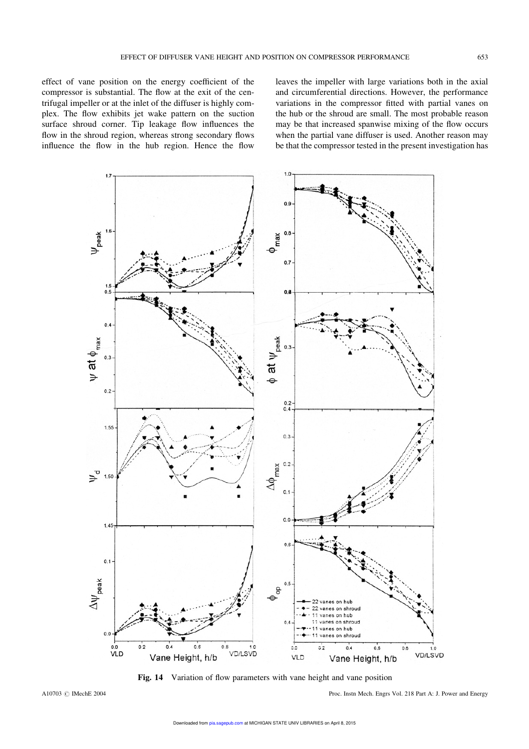effect of vane position on the energy coefficient of the compressor is substantial. The flow at the exit of the centrifugal impeller or at the inlet of the diffuser is highly complex. The flow exhibits jet wake pattern on the suction surface shroud corner. Tip leakage flow influences the flow in the shroud region, whereas strong secondary flows influence the flow in the hub region. Hence the flow leaves the impeller with large variations both in the axial and circumferential directions. However, the performance variations in the compressor fitted with partial vanes on the hub or the shroud are small. The most probable reason may be that increased spanwise mixing of the flow occurs when the partial vane diffuser is used. Another reason may be that the compressor tested in the present investigation has

$\psi_{peak}$

$\phi_{max}$

$\psi$ at $\phi_{max}$

$\phi$ at $\psi_{peak}$

$\psi_d$

$\Delta\phi_{max}$

$\Delta\psi_{peak}$

$\phi_{op}$

22 vanes on hub
22 vanes on shroud
11 vanes on hub
11 vanes on shroud
11 vanes on hub
11 vanes on shroud

VLD
Vane Height, h/b
VD/LSVD

**Fig. 14** Variation of flow parameters with vane height and vane position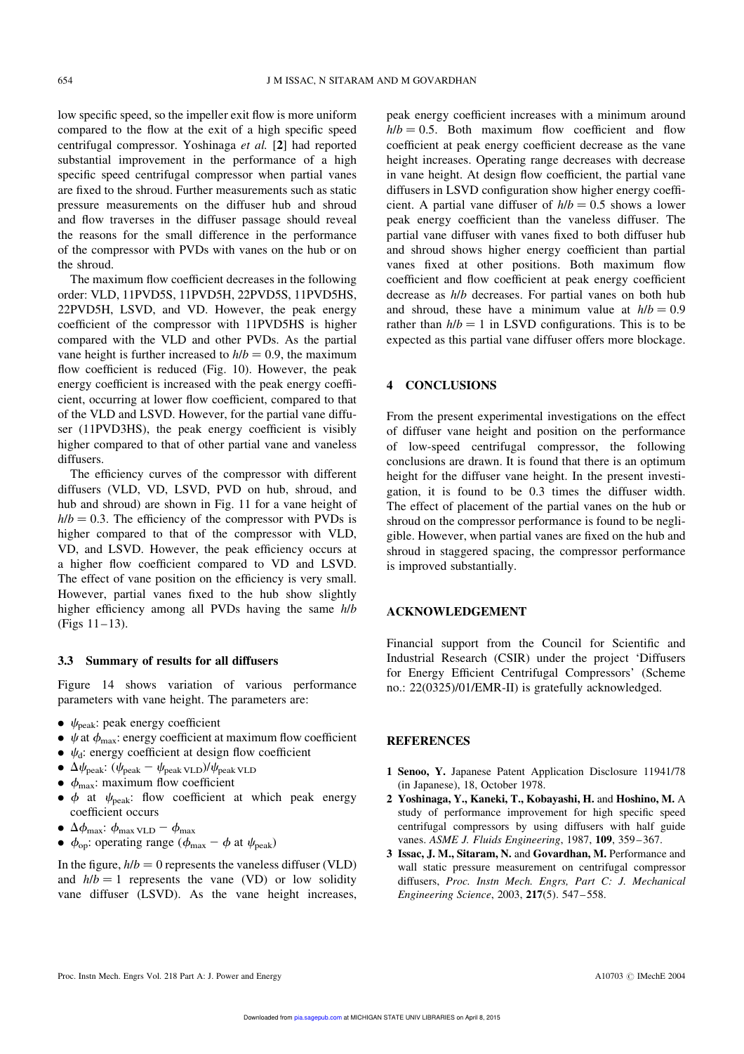low specific speed, so the impeller exit flow is more uniform compared to the flow at the exit of a high specific speed centrifugal compressor. Yoshinaga *et al.* [**2**] had reported substantial improvement in the performance of a high specific speed centrifugal compressor when partial vanes are fixed to the shroud. Further measurements such as static pressure measurements on the diffuser hub and shroud and flow traverses in the diffuser passage should reveal the reasons for the small difference in the performance of the compressor with PVDs with vanes on the hub or on the shroud.

The maximum flow coefficient decreases in the following order: VLD, 11PVD5S, 11PVD5H, 22PVD5S, 11PVD5HS, 22PVD5H, LSVD, and VD. However, the peak energy coefficient of the compressor with 11PVD5HS is higher compared with the VLD and other PVDs. As the partial vane height is further increased to $h/b = 0.9$, the maximum flow coefficient is reduced (Fig. 10). However, the peak energy coefficient is increased with the peak energy coefficient, occurring at lower flow coefficient, compared to that of the VLD and LSVD. However, for the partial vane diffuser (11PVD3HS), the peak energy coefficient is visibly higher compared to that of other partial vane and vaneless diffusers.

The efficiency curves of the compressor with different diffusers (VLD, VD, LSVD, PVD on hub, shroud, and hub and shroud) are shown in Fig. 11 for a vane height of $h/b = 0.3$. The efficiency of the compressor with PVDs is higher compared to that of the compressor with VLD, VD, and LSVD. However, the peak efficiency occurs at a higher flow coefficient compared to VD and LSVD. The effect of vane position on the efficiency is very small. However, partial vanes fixed to the hub show slightly higher efficiency among all PVDs having the same $h/b$ (Figs 11–13).

### 3.3 Summary of results for all diffusers

Figure 14 shows variation of various performance parameters with vane height. The parameters are:

- $\psi_{peak}$: peak energy coefficient
- $\psi$ at $\phi_{max}$: energy coefficient at maximum flow coefficient
- $\psi_d$: energy coefficient at design flow coefficient
- $\Delta\psi_{peak}$: $(\psi_{peak} - \psi_{peak\,VLD})/\psi_{peak\,VLD}$
- $\phi_{max}$: maximum flow coefficient
- $\phi$ at $\psi_{peak}$: flow coefficient at which peak energy coefficient occurs
- $\Delta\phi_{max}$: $\phi_{max\,VLD} - \phi_{max}$
- $\phi_{op}$: operating range ($\phi_{max} - \phi$ at $\psi_{peak}$)

In the figure, $h/b = 0$ represents the vaneless diffuser (VLD) and $h/b = 1$ represents the vane (VD) or low solidity vane diffuser (LSVD). As the vane height increases, peak energy coefficient increases with a minimum around $h/b = 0.5$. Both maximum flow coefficient and flow coefficient at peak energy coefficient decrease as the vane height increases. Operating range decreases with decrease in vane height. At design flow coefficient, the partial vane diffusers in LSVD configuration show higher energy coefficient. A partial vane diffuser of $h/b = 0.5$ shows a lower peak energy coefficient than the vaneless diffuser. The partial vane diffuser with vanes fixed to both diffuser hub and shroud shows higher energy coefficient than partial vanes fixed at other positions. Both maximum flow coefficient and flow coefficient at peak energy coefficient decrease as $h/b$ decreases. For partial vanes on both hub and shroud, these have a minimum value at $h/b = 0.9$ rather than $h/b = 1$ in LSVD configurations. This is to be expected as this partial vane diffuser offers more blockage.

## 4 CONCLUSIONS

From the present experimental investigations on the effect of diffuser vane height and position on the performance of low-speed centrifugal compressor, the following conclusions are drawn. It is found that there is an optimum height for the diffuser vane height. In the present investigation, it is found to be 0.3 times the diffuser width. The effect of placement of the partial vanes on the hub or shroud on the compressor performance is found to be negligible. However, when partial vanes are fixed on the hub and shroud in staggered spacing, the compressor performance is improved substantially.

## ACKNOWLEDGEMENT

Financial support from the Council for Scientific and Industrial Research (CSIR) under the project 'Diffusers for Energy Efficient Centrifugal Compressors' (Scheme no.: 22(0325)/01/EMR-II) is gratefully acknowledged.

## REFERENCES

1. **Senoo, Y.** Japanese Patent Application Disclosure 11941/78 (in Japanese), 18, October 1978.
2. **Yoshinaga, Y., Kaneki, T., Kobayashi, H.** and **Hoshino, M.** A study of performance improvement for high specific speed centrifugal compressors by using diffusers with half guide vanes. *ASME J. Fluids Engineering*, 1987, **109**, 359–367.
3. **Issac, J. M., Sitaram, N.** and **Govardhan, M.** Performance and wall static pressure measurement on centrifugal compressor diffusers, *Proc. Instn Mech. Engrs, Part C: J. Mechanical Engineering Science*, 2003, **217**(5). 547–558.